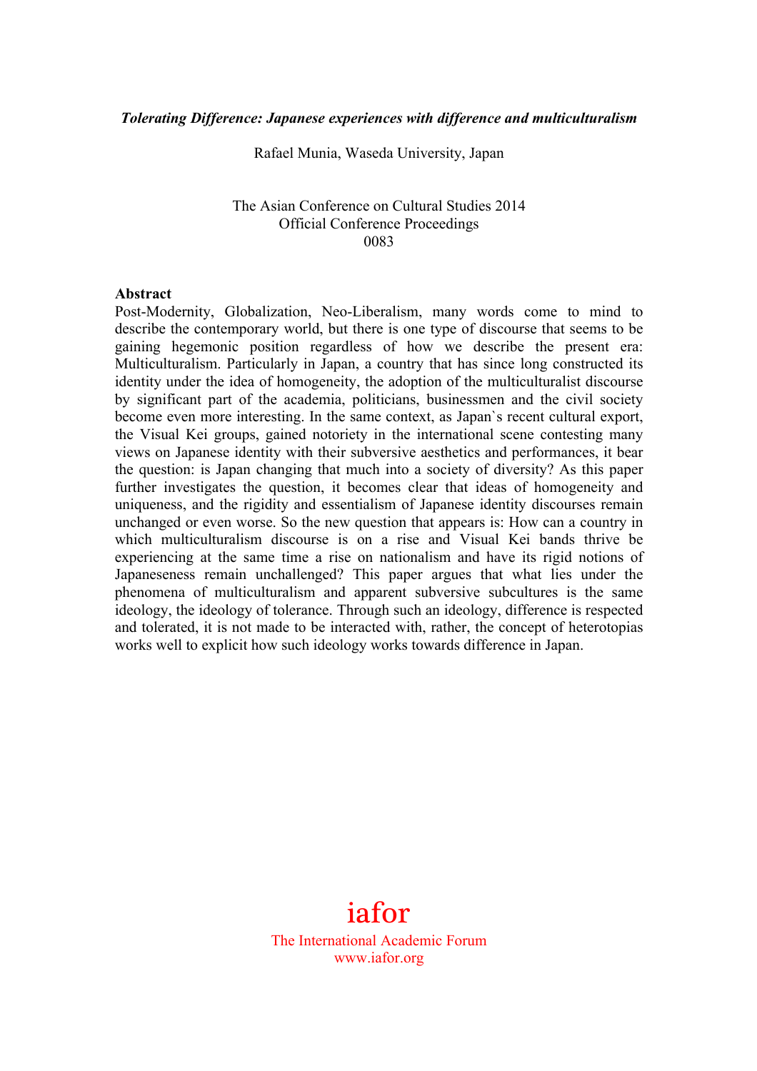***Tolerating Difference: Japanese experiences with difference and multiculturalism***

Rafael Munia, Waseda University, Japan

The Asian Conference on Cultural Studies 2014
Official Conference Proceedings
0083

**Abstract**

Post-Modernity, Globalization, Neo-Liberalism, many words come to mind to describe the contemporary world, but there is one type of discourse that seems to be gaining hegemonic position regardless of how we describe the present era: Multiculturalism. Particularly in Japan, a country that has since long constructed its identity under the idea of homogeneity, the adoption of the multiculturalist discourse by significant part of the academia, politicians, businessmen and the civil society become even more interesting. In the same context, as Japan`s recent cultural export, the Visual Kei groups, gained notoriety in the international scene contesting many views on Japanese identity with their subversive aesthetics and performances, it bear the question: is Japan changing that much into a society of diversity? As this paper further investigates the question, it becomes clear that ideas of homogeneity and uniqueness, and the rigidity and essentialism of Japanese identity discourses remain unchanged or even worse. So the new question that appears is: How can a country in which multiculturalism discourse is on a rise and Visual Kei bands thrive be experiencing at the same time a rise on nationalism and have its rigid notions of Japaneseness remain unchallenged? This paper argues that what lies under the phenomena of multiculturalism and apparent subversive subcultures is the same ideology, the ideology of tolerance. Through such an ideology, difference is respected and tolerated, it is not made to be interacted with, rather, the concept of heterotopias works well to explicit how such ideology works towards difference in Japan.

iafor
The International Academic Forum
www.iafor.org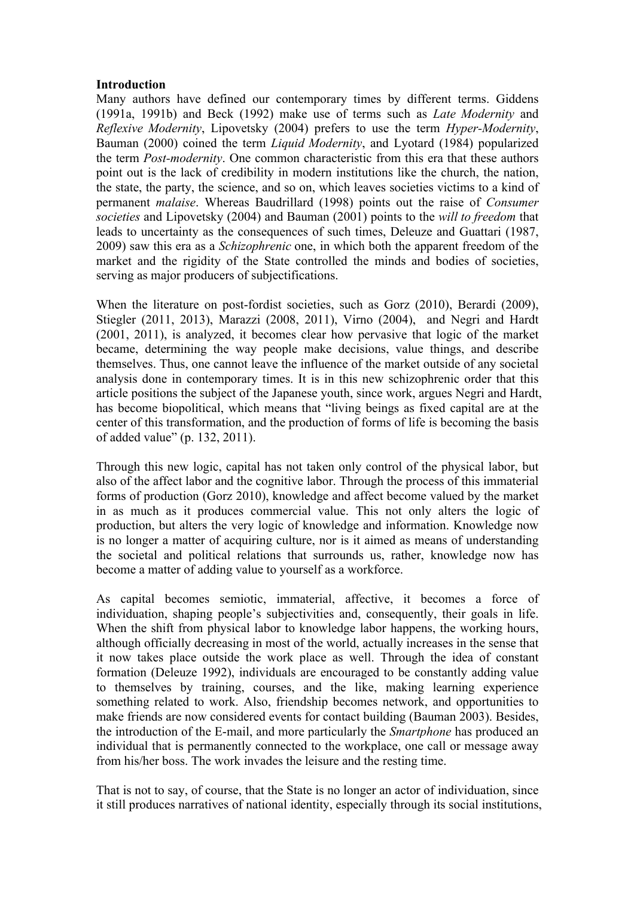**Introduction**

Many authors have defined our contemporary times by different terms. Giddens (1991a, 1991b) and Beck (1992) make use of terms such as *Late Modernity* and *Reflexive Modernity*, Lipovetsky (2004) prefers to use the term *Hyper-Modernity*, Bauman (2000) coined the term *Liquid Modernity*, and Lyotard (1984) popularized the term *Post-modernity*. One common characteristic from this era that these authors point out is the lack of credibility in modern institutions like the church, the nation, the state, the party, the science, and so on, which leaves societies victims to a kind of permanent *malaise*. Whereas Baudrillard (1998) points out the raise of *Consumer societies* and Lipovetsky (2004) and Bauman (2001) points to the *will to freedom* that leads to uncertainty as the consequences of such times, Deleuze and Guattari (1987, 2009) saw this era as a *Schizophrenic* one, in which both the apparent freedom of the market and the rigidity of the State controlled the minds and bodies of societies, serving as major producers of subjectifications.

When the literature on post-fordist societies, such as Gorz (2010), Berardi (2009), Stiegler (2011, 2013), Marazzi (2008, 2011), Virno (2004), and Negri and Hardt (2001, 2011), is analyzed, it becomes clear how pervasive that logic of the market became, determining the way people make decisions, value things, and describe themselves. Thus, one cannot leave the influence of the market outside of any societal analysis done in contemporary times. It is in this new schizophrenic order that this article positions the subject of the Japanese youth, since work, argues Negri and Hardt, has become biopolitical, which means that "living beings as fixed capital are at the center of this transformation, and the production of forms of life is becoming the basis of added value" (p. 132, 2011).

Through this new logic, capital has not taken only control of the physical labor, but also of the affect labor and the cognitive labor. Through the process of this immaterial forms of production (Gorz 2010), knowledge and affect become valued by the market in as much as it produces commercial value. This not only alters the logic of production, but alters the very logic of knowledge and information. Knowledge now is no longer a matter of acquiring culture, nor is it aimed as means of understanding the societal and political relations that surrounds us, rather, knowledge now has become a matter of adding value to yourself as a workforce.

As capital becomes semiotic, immaterial, affective, it becomes a force of individuation, shaping people's subjectivities and, consequently, their goals in life. When the shift from physical labor to knowledge labor happens, the working hours, although officially decreasing in most of the world, actually increases in the sense that it now takes place outside the work place as well. Through the idea of constant formation (Deleuze 1992), individuals are encouraged to be constantly adding value to themselves by training, courses, and the like, making learning experience something related to work. Also, friendship becomes network, and opportunities to make friends are now considered events for contact building (Bauman 2003). Besides, the introduction of the E-mail, and more particularly the *Smartphone* has produced an individual that is permanently connected to the workplace, one call or message away from his/her boss. The work invades the leisure and the resting time.

That is not to say, of course, that the State is no longer an actor of individuation, since it still produces narratives of national identity, especially through its social institutions,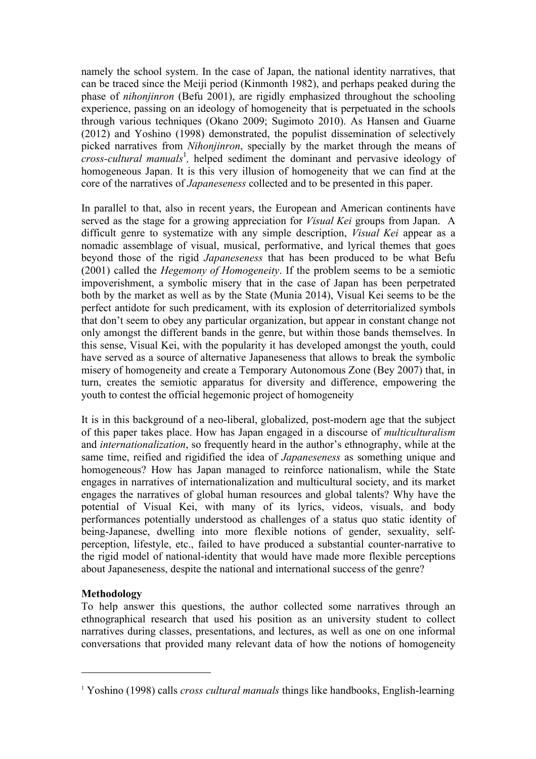namely the school system. In the case of Japan, the national identity narratives, that can be traced since the Meiji period (Kinmonth 1982), and perhaps peaked during the phase of *nihonjinron* (Befu 2001), are rigidly emphasized throughout the schooling experience, passing on an ideology of homogeneity that is perpetuated in the schools through various techniques (Okano 2009; Sugimoto 2010). As Hansen and Guarne (2012) and Yoshino (1998) demonstrated, the populist dissemination of selectively picked narratives from *Nihonjinron*, specially by the market through the means of *cross-cultural manuals*[1], helped sediment the dominant and pervasive ideology of homogeneous Japan. It is this very illusion of homogeneity that we can find at the core of the narratives of *Japaneseness* collected and to be presented in this paper.

In parallel to that, also in recent years, the European and American continents have served as the stage for a growing appreciation for *Visual Kei* groups from Japan. A difficult genre to systematize with any simple description, *Visual Kei* appear as a nomadic assemblage of visual, musical, performative, and lyrical themes that goes beyond those of the rigid *Japaneseness* that has been produced to be what Befu (2001) called the *Hegemony of Homogeneity*. If the problem seems to be a semiotic impoverishment, a symbolic misery that in the case of Japan has been perpetrated both by the market as well as by the State (Munia 2014), Visual Kei seems to be the perfect antidote for such predicament, with its explosion of deterritorialized symbols that don't seem to obey any particular organization, but appear in constant change not only amongst the different bands in the genre, but within those bands themselves. In this sense, Visual Kei, with the popularity it has developed amongst the youth, could have served as a source of alternative Japaneseness that allows to break the symbolic misery of homogeneity and create a Temporary Autonomous Zone (Bey 2007) that, in turn, creates the semiotic apparatus for diversity and difference, empowering the youth to contest the official hegemonic project of homogeneity

It is in this background of a neo-liberal, globalized, post-modern age that the subject of this paper takes place. How has Japan engaged in a discourse of *multiculturalism* and *internationalization*, so frequently heard in the author's ethnography, while at the same time, reified and rigidified the idea of *Japaneseness* as something unique and homogeneous? How has Japan managed to reinforce nationalism, while the State engages in narratives of internationalization and multicultural society, and its market engages the narratives of global human resources and global talents? Why have the potential of Visual Kei, with many of its lyrics, videos, visuals, and body performances potentially understood as challenges of a status quo static identity of being-Japanese, dwelling into more flexible notions of gender, sexuality, self-perception, lifestyle, etc., failed to have produced a substantial counter-narrative to the rigid model of national-identity that would have made more flexible perceptions about Japaneseness, despite the national and international success of the genre?

**Methodology**

To help answer this questions, the author collected some narratives through an ethnographical research that used his position as an university student to collect narratives during classes, presentations, and lectures, as well as one on one informal conversations that provided many relevant data of how the notions of homogeneity

---

[1] Yoshino (1998) calls *cross cultural manuals* things like handbooks, English-learning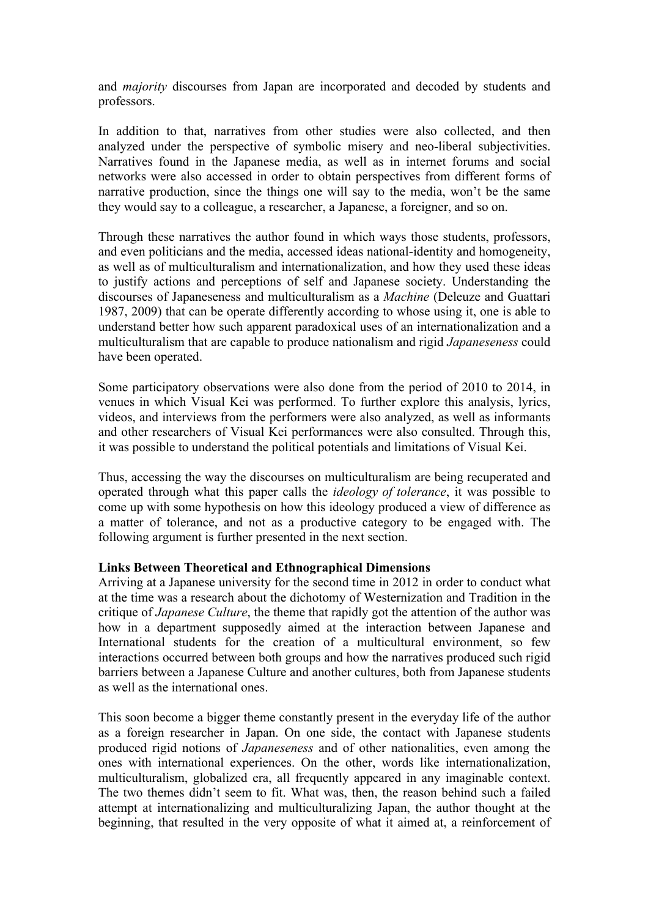and *majority* discourses from Japan are incorporated and decoded by students and professors.

In addition to that, narratives from other studies were also collected, and then analyzed under the perspective of symbolic misery and neo-liberal subjectivities. Narratives found in the Japanese media, as well as in internet forums and social networks were also accessed in order to obtain perspectives from different forms of narrative production, since the things one will say to the media, won't be the same they would say to a colleague, a researcher, a Japanese, a foreigner, and so on.

Through these narratives the author found in which ways those students, professors, and even politicians and the media, accessed ideas national-identity and homogeneity, as well as of multiculturalism and internationalization, and how they used these ideas to justify actions and perceptions of self and Japanese society. Understanding the discourses of Japaneseness and multiculturalism as a *Machine* (Deleuze and Guattari 1987, 2009) that can be operate differently according to whose using it, one is able to understand better how such apparent paradoxical uses of an internationalization and a multiculturalism that are capable to produce nationalism and rigid *Japaneseness* could have been operated.

Some participatory observations were also done from the period of 2010 to 2014, in venues in which Visual Kei was performed. To further explore this analysis, lyrics, videos, and interviews from the performers were also analyzed, as well as informants and other researchers of Visual Kei performances were also consulted. Through this, it was possible to understand the political potentials and limitations of Visual Kei.

Thus, accessing the way the discourses on multiculturalism are being recuperated and operated through what this paper calls the *ideology of tolerance*, it was possible to come up with some hypothesis on how this ideology produced a view of difference as a matter of tolerance, and not as a productive category to be engaged with. The following argument is further presented in the next section.

**Links Between Theoretical and Ethnographical Dimensions**

Arriving at a Japanese university for the second time in 2012 in order to conduct what at the time was a research about the dichotomy of Westernization and Tradition in the critique of *Japanese Culture*, the theme that rapidly got the attention of the author was how in a department supposedly aimed at the interaction between Japanese and International students for the creation of a multicultural environment, so few interactions occurred between both groups and how the narratives produced such rigid barriers between a Japanese Culture and another cultures, both from Japanese students as well as the international ones.

This soon become a bigger theme constantly present in the everyday life of the author as a foreign researcher in Japan. On one side, the contact with Japanese students produced rigid notions of *Japaneseness* and of other nationalities, even among the ones with international experiences. On the other, words like internationalization, multiculturalism, globalized era, all frequently appeared in any imaginable context. The two themes didn't seem to fit. What was, then, the reason behind such a failed attempt at internationalizing and multiculturalizing Japan, the author thought at the beginning, that resulted in the very opposite of what it aimed at, a reinforcement of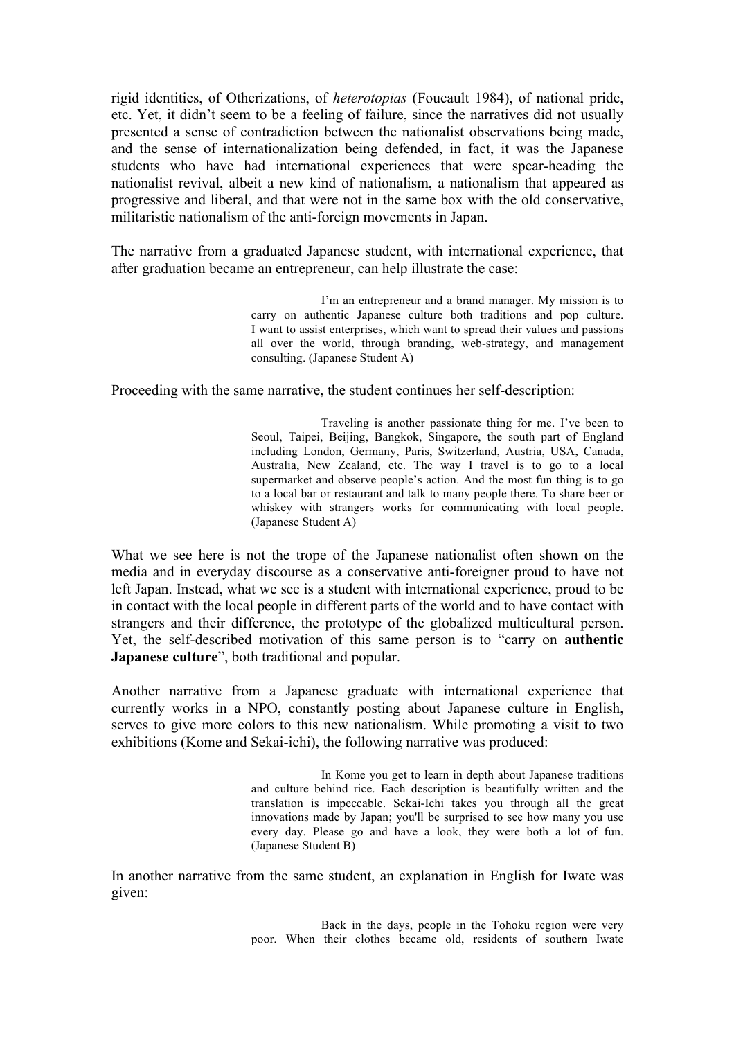rigid identities, of Otherizations, of *heterotopias* (Foucault 1984), of national pride, etc. Yet, it didn't seem to be a feeling of failure, since the narratives did not usually presented a sense of contradiction between the nationalist observations being made, and the sense of internationalization being defended, in fact, it was the Japanese students who have had international experiences that were spear-heading the nationalist revival, albeit a new kind of nationalism, a nationalism that appeared as progressive and liberal, and that were not in the same box with the old conservative, militaristic nationalism of the anti-foreign movements in Japan.

The narrative from a graduated Japanese student, with international experience, that after graduation became an entrepreneur, can help illustrate the case:

> I'm an entrepreneur and a brand manager. My mission is to carry on authentic Japanese culture both traditions and pop culture. I want to assist enterprises, which want to spread their values and passions all over the world, through branding, web-strategy, and management consulting. (Japanese Student A)

Proceeding with the same narrative, the student continues her self-description:

> Traveling is another passionate thing for me. I've been to Seoul, Taipei, Beijing, Bangkok, Singapore, the south part of England including London, Germany, Paris, Switzerland, Austria, USA, Canada, Australia, New Zealand, etc. The way I travel is to go to a local supermarket and observe people's action. And the most fun thing is to go to a local bar or restaurant and talk to many people there. To share beer or whiskey with strangers works for communicating with local people. (Japanese Student A)

What we see here is not the trope of the Japanese nationalist often shown on the media and in everyday discourse as a conservative anti-foreigner proud to have not left Japan. Instead, what we see is a student with international experience, proud to be in contact with the local people in different parts of the world and to have contact with strangers and their difference, the prototype of the globalized multicultural person. Yet, the self-described motivation of this same person is to "carry on **authentic Japanese culture**", both traditional and popular.

Another narrative from a Japanese graduate with international experience that currently works in a NPO, constantly posting about Japanese culture in English, serves to give more colors to this new nationalism. While promoting a visit to two exhibitions (Kome and Sekai-ichi), the following narrative was produced:

> In Kome you get to learn in depth about Japanese traditions and culture behind rice. Each description is beautifully written and the translation is impeccable. Sekai-Ichi takes you through all the great innovations made by Japan; you'll be surprised to see how many you use every day. Please go and have a look, they were both a lot of fun. (Japanese Student B)

In another narrative from the same student, an explanation in English for Iwate was given:

> Back in the days, people in the Tohoku region were very poor. When their clothes became old, residents of southern Iwate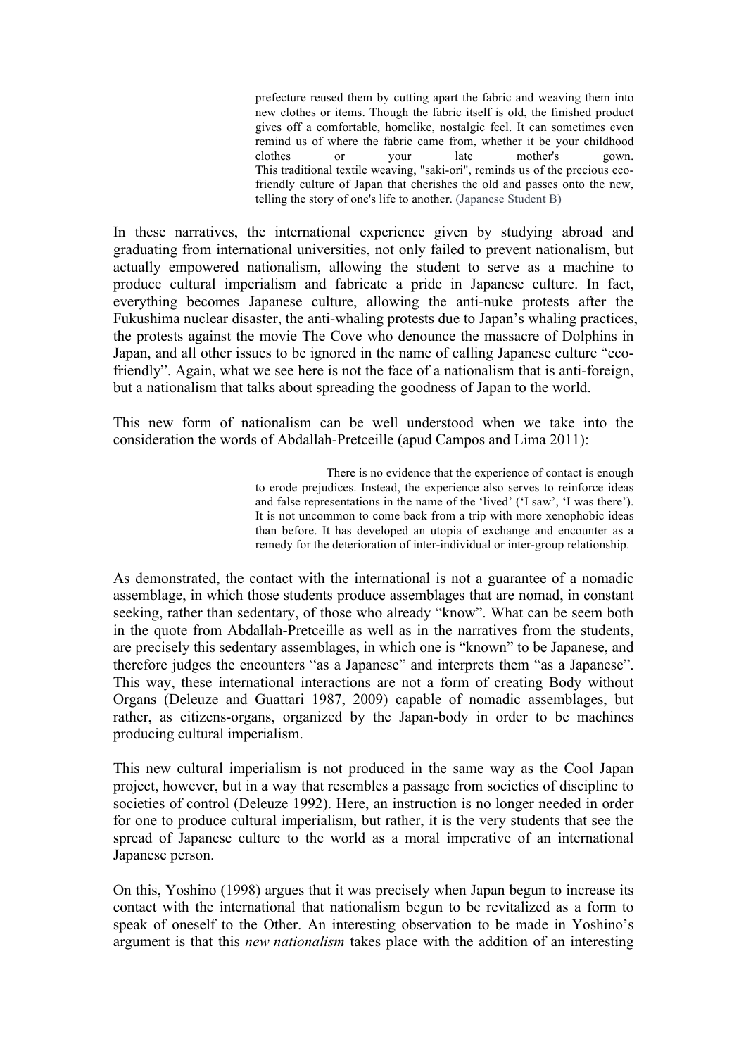> prefecture reused them by cutting apart the fabric and weaving them into new clothes or items. Though the fabric itself is old, the finished product gives off a comfortable, homelike, nostalgic feel. It can sometimes even remind us of where the fabric came from, whether it be your childhood clothes or your late mother's gown. This traditional textile weaving, "saki-ori", reminds us of the precious eco-friendly culture of Japan that cherishes the old and passes onto the new, telling the story of one's life to another. (Japanese Student B)

In these narratives, the international experience given by studying abroad and graduating from international universities, not only failed to prevent nationalism, but actually empowered nationalism, allowing the student to serve as a machine to produce cultural imperialism and fabricate a pride in Japanese culture. In fact, everything becomes Japanese culture, allowing the anti-nuke protests after the Fukushima nuclear disaster, the anti-whaling protests due to Japan's whaling practices, the protests against the movie The Cove who denounce the massacre of Dolphins in Japan, and all other issues to be ignored in the name of calling Japanese culture "eco-friendly". Again, what we see here is not the face of a nationalism that is anti-foreign, but a nationalism that talks about spreading the goodness of Japan to the world.

This new form of nationalism can be well understood when we take into the consideration the words of Abdallah-Pretceille (apud Campos and Lima 2011):

> There is no evidence that the experience of contact is enough to erode prejudices. Instead, the experience also serves to reinforce ideas and false representations in the name of the 'lived' ('I saw', 'I was there'). It is not uncommon to come back from a trip with more xenophobic ideas than before. It has developed an utopia of exchange and encounter as a remedy for the deterioration of inter-individual or inter-group relationship.

As demonstrated, the contact with the international is not a guarantee of a nomadic assemblage, in which those students produce assemblages that are nomad, in constant seeking, rather than sedentary, of those who already "know". What can be seem both in the quote from Abdallah-Pretceille as well as in the narratives from the students, are precisely this sedentary assemblages, in which one is "known" to be Japanese, and therefore judges the encounters "as a Japanese" and interprets them "as a Japanese". This way, these international interactions are not a form of creating Body without Organs (Deleuze and Guattari 1987, 2009) capable of nomadic assemblages, but rather, as citizens-organs, organized by the Japan-body in order to be machines producing cultural imperialism.

This new cultural imperialism is not produced in the same way as the Cool Japan project, however, but in a way that resembles a passage from societies of discipline to societies of control (Deleuze 1992). Here, an instruction is no longer needed in order for one to produce cultural imperialism, but rather, it is the very students that see the spread of Japanese culture to the world as a moral imperative of an international Japanese person.

On this, Yoshino (1998) argues that it was precisely when Japan begun to increase its contact with the international that nationalism begun to be revitalized as a form to speak of oneself to the Other. An interesting observation to be made in Yoshino's argument is that this *new nationalism* takes place with the addition of an interesting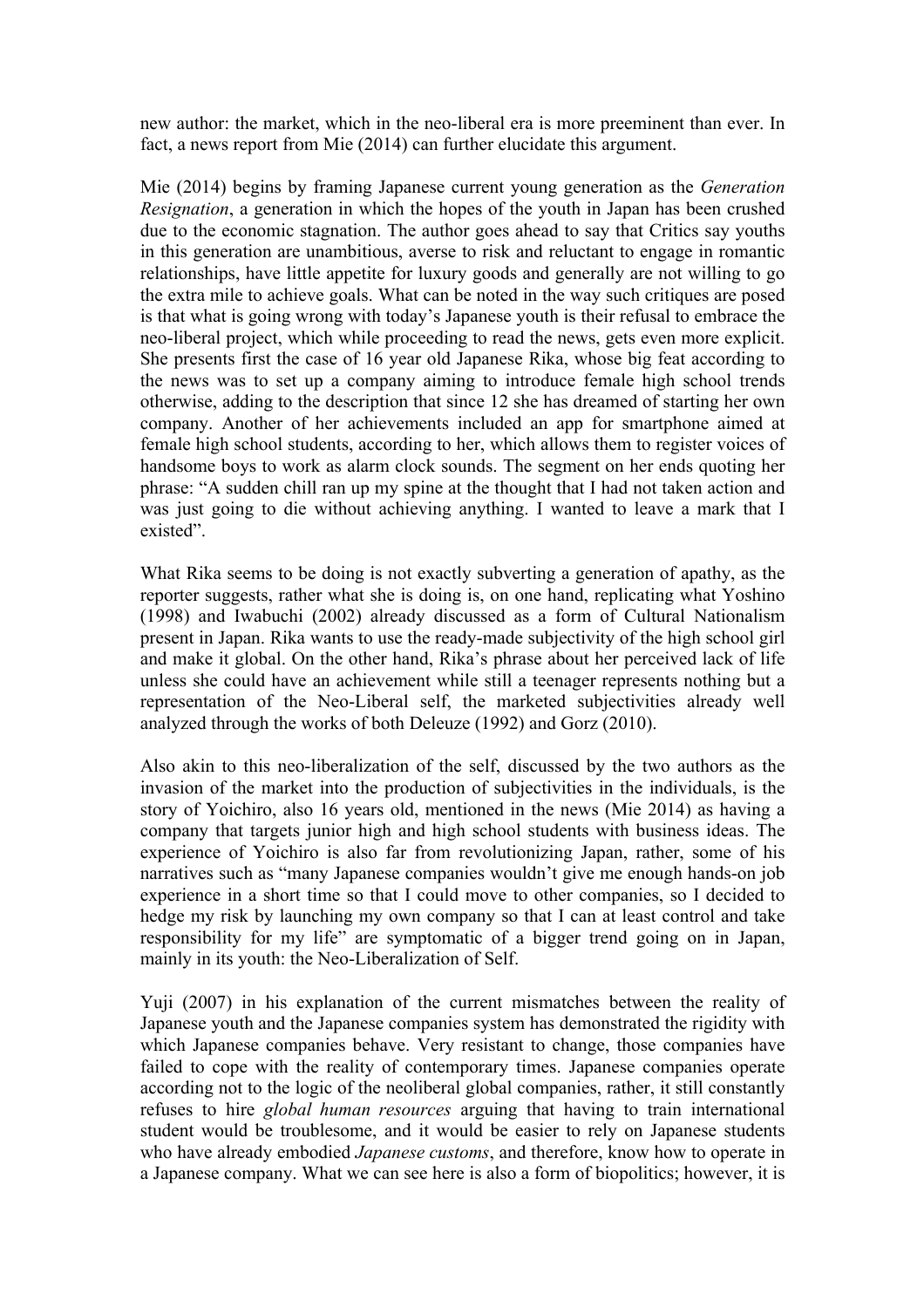new author: the market, which in the neo-liberal era is more preeminent than ever. In fact, a news report from Mie (2014) can further elucidate this argument.

Mie (2014) begins by framing Japanese current young generation as the *Generation Resignation*, a generation in which the hopes of the youth in Japan has been crushed due to the economic stagnation. The author goes ahead to say that Critics say youths in this generation are unambitious, averse to risk and reluctant to engage in romantic relationships, have little appetite for luxury goods and generally are not willing to go the extra mile to achieve goals. What can be noted in the way such critiques are posed is that what is going wrong with today's Japanese youth is their refusal to embrace the neo-liberal project, which while proceeding to read the news, gets even more explicit. She presents first the case of 16 year old Japanese Rika, whose big feat according to the news was to set up a company aiming to introduce female high school trends otherwise, adding to the description that since 12 she has dreamed of starting her own company. Another of her achievements included an app for smartphone aimed at female high school students, according to her, which allows them to register voices of handsome boys to work as alarm clock sounds. The segment on her ends quoting her phrase: "A sudden chill ran up my spine at the thought that I had not taken action and was just going to die without achieving anything. I wanted to leave a mark that I existed".

What Rika seems to be doing is not exactly subverting a generation of apathy, as the reporter suggests, rather what she is doing is, on one hand, replicating what Yoshino (1998) and Iwabuchi (2002) already discussed as a form of Cultural Nationalism present in Japan. Rika wants to use the ready-made subjectivity of the high school girl and make it global. On the other hand, Rika's phrase about her perceived lack of life unless she could have an achievement while still a teenager represents nothing but a representation of the Neo-Liberal self, the marketed subjectivities already well analyzed through the works of both Deleuze (1992) and Gorz (2010).

Also akin to this neo-liberalization of the self, discussed by the two authors as the invasion of the market into the production of subjectivities in the individuals, is the story of Yoichiro, also 16 years old, mentioned in the news (Mie 2014) as having a company that targets junior high and high school students with business ideas. The experience of Yoichiro is also far from revolutionizing Japan, rather, some of his narratives such as "many Japanese companies wouldn't give me enough hands-on job experience in a short time so that I could move to other companies, so I decided to hedge my risk by launching my own company so that I can at least control and take responsibility for my life" are symptomatic of a bigger trend going on in Japan, mainly in its youth: the Neo-Liberalization of Self.

Yuji (2007) in his explanation of the current mismatches between the reality of Japanese youth and the Japanese companies system has demonstrated the rigidity with which Japanese companies behave. Very resistant to change, those companies have failed to cope with the reality of contemporary times. Japanese companies operate according not to the logic of the neoliberal global companies, rather, it still constantly refuses to hire *global human resources* arguing that having to train international student would be troublesome, and it would be easier to rely on Japanese students who have already embodied *Japanese customs*, and therefore, know how to operate in a Japanese company. What we can see here is also a form of biopolitics; however, it is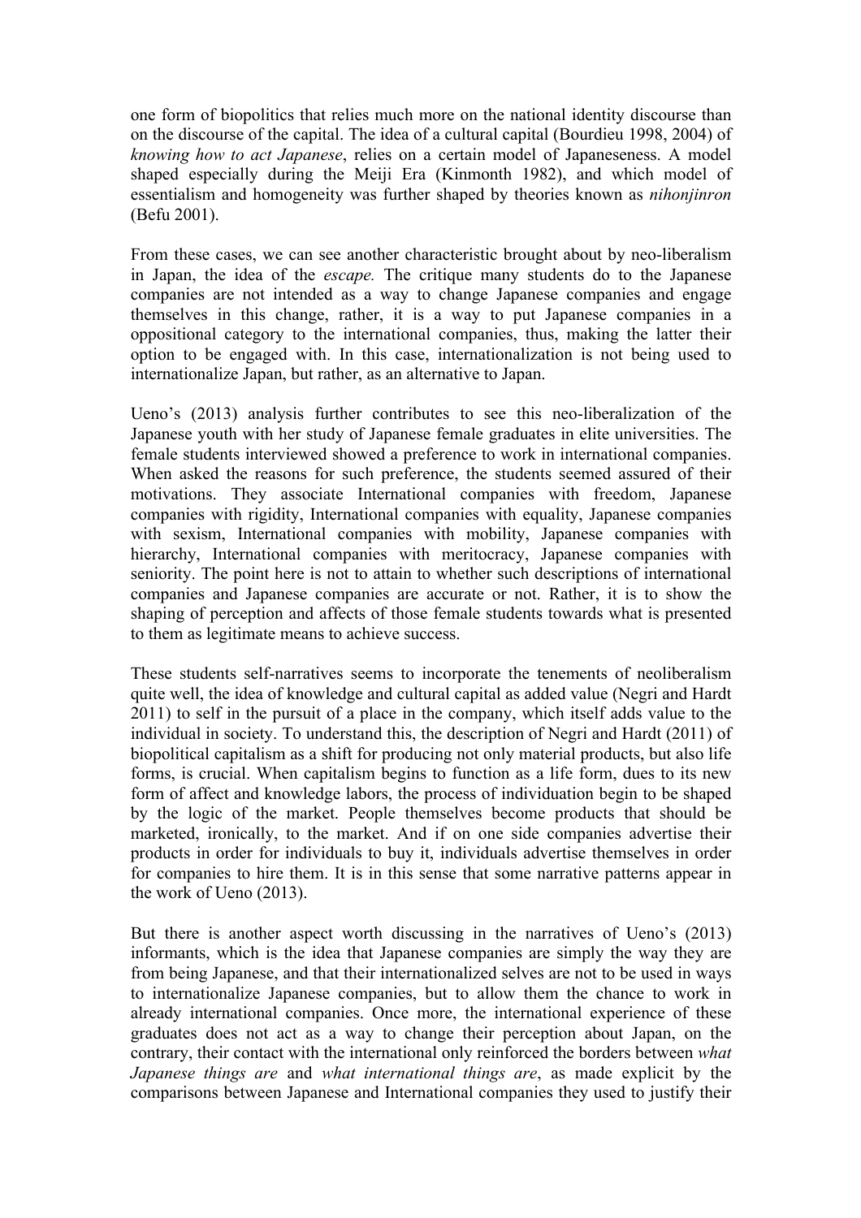one form of biopolitics that relies much more on the national identity discourse than on the discourse of the capital. The idea of a cultural capital (Bourdieu 1998, 2004) of *knowing how to act Japanese*, relies on a certain model of Japaneseness. A model shaped especially during the Meiji Era (Kinmonth 1982), and which model of essentialism and homogeneity was further shaped by theories known as *nihonjinron* (Befu 2001).

From these cases, we can see another characteristic brought about by neo-liberalism in Japan, the idea of the *escape.* The critique many students do to the Japanese companies are not intended as a way to change Japanese companies and engage themselves in this change, rather, it is a way to put Japanese companies in a oppositional category to the international companies, thus, making the latter their option to be engaged with. In this case, internationalization is not being used to internationalize Japan, but rather, as an alternative to Japan.

Ueno's (2013) analysis further contributes to see this neo-liberalization of the Japanese youth with her study of Japanese female graduates in elite universities. The female students interviewed showed a preference to work in international companies. When asked the reasons for such preference, the students seemed assured of their motivations. They associate International companies with freedom, Japanese companies with rigidity, International companies with equality, Japanese companies with sexism, International companies with mobility, Japanese companies with hierarchy, International companies with meritocracy, Japanese companies with seniority. The point here is not to attain to whether such descriptions of international companies and Japanese companies are accurate or not. Rather, it is to show the shaping of perception and affects of those female students towards what is presented to them as legitimate means to achieve success.

These students self-narratives seems to incorporate the tenements of neoliberalism quite well, the idea of knowledge and cultural capital as added value (Negri and Hardt 2011) to self in the pursuit of a place in the company, which itself adds value to the individual in society. To understand this, the description of Negri and Hardt (2011) of biopolitical capitalism as a shift for producing not only material products, but also life forms, is crucial. When capitalism begins to function as a life form, dues to its new form of affect and knowledge labors, the process of individuation begin to be shaped by the logic of the market. People themselves become products that should be marketed, ironically, to the market. And if on one side companies advertise their products in order for individuals to buy it, individuals advertise themselves in order for companies to hire them. It is in this sense that some narrative patterns appear in the work of Ueno (2013).

But there is another aspect worth discussing in the narratives of Ueno's (2013) informants, which is the idea that Japanese companies are simply the way they are from being Japanese, and that their internationalized selves are not to be used in ways to internationalize Japanese companies, but to allow them the chance to work in already international companies. Once more, the international experience of these graduates does not act as a way to change their perception about Japan, on the contrary, their contact with the international only reinforced the borders between *what Japanese things are* and *what international things are*, as made explicit by the comparisons between Japanese and International companies they used to justify their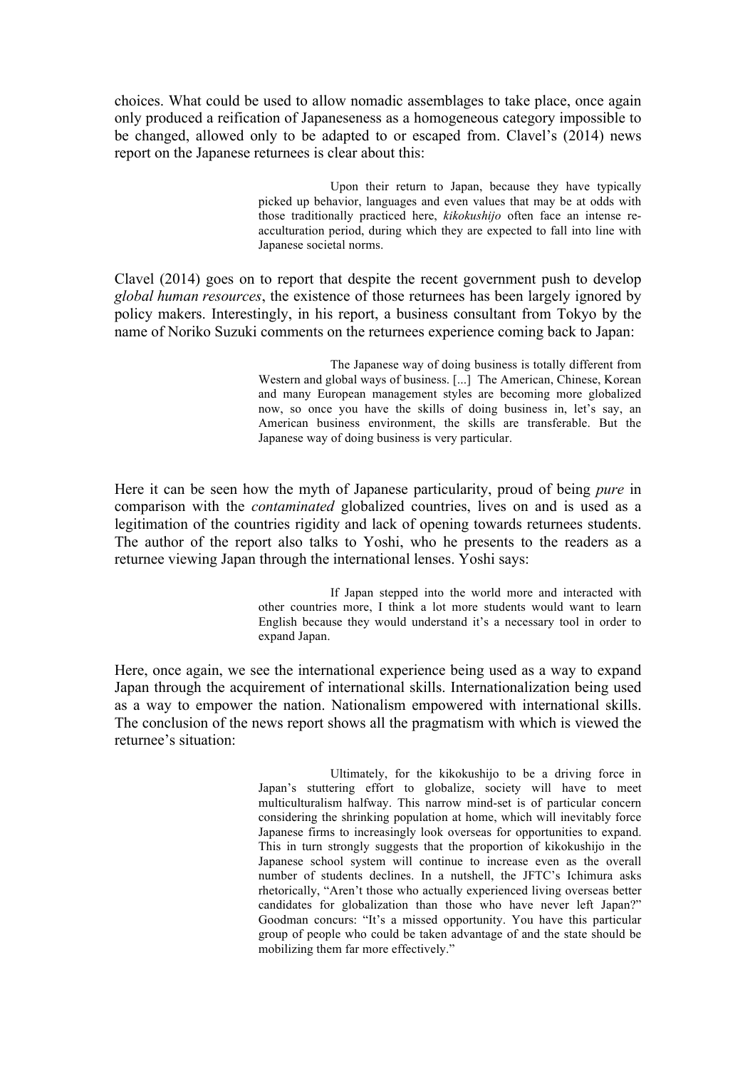choices. What could be used to allow nomadic assemblages to take place, once again only produced a reification of Japaneseness as a homogeneous category impossible to be changed, allowed only to be adapted to or escaped from. Clavel's (2014) news report on the Japanese returnees is clear about this:

> Upon their return to Japan, because they have typically picked up behavior, languages and even values that may be at odds with those traditionally practiced here, *kikokushijo* often face an intense re-acculturation period, during which they are expected to fall into line with Japanese societal norms.

Clavel (2014) goes on to report that despite the recent government push to develop *global human resources*, the existence of those returnees has been largely ignored by policy makers. Interestingly, in his report, a business consultant from Tokyo by the name of Noriko Suzuki comments on the returnees experience coming back to Japan:

> The Japanese way of doing business is totally different from Western and global ways of business. [...] The American, Chinese, Korean and many European management styles are becoming more globalized now, so once you have the skills of doing business in, let's say, an American business environment, the skills are transferable. But the Japanese way of doing business is very particular.

Here it can be seen how the myth of Japanese particularity, proud of being *pure* in comparison with the *contaminated* globalized countries, lives on and is used as a legitimation of the countries rigidity and lack of opening towards returnees students. The author of the report also talks to Yoshi, who he presents to the readers as a returnee viewing Japan through the international lenses. Yoshi says:

> If Japan stepped into the world more and interacted with other countries more, I think a lot more students would want to learn English because they would understand it's a necessary tool in order to expand Japan.

Here, once again, we see the international experience being used as a way to expand Japan through the acquirement of international skills. Internationalization being used as a way to empower the nation. Nationalism empowered with international skills. The conclusion of the news report shows all the pragmatism with which is viewed the returnee's situation:

> Ultimately, for the kikokushijo to be a driving force in Japan's stuttering effort to globalize, society will have to meet multiculturalism halfway. This narrow mind-set is of particular concern considering the shrinking population at home, which will inevitably force Japanese firms to increasingly look overseas for opportunities to expand. This in turn strongly suggests that the proportion of kikokushijo in the Japanese school system will continue to increase even as the overall number of students declines. In a nutshell, the JFTC's Ichimura asks rhetorically, "Aren't those who actually experienced living overseas better candidates for globalization than those who have never left Japan?" Goodman concurs: "It's a missed opportunity. You have this particular group of people who could be taken advantage of and the state should be mobilizing them far more effectively."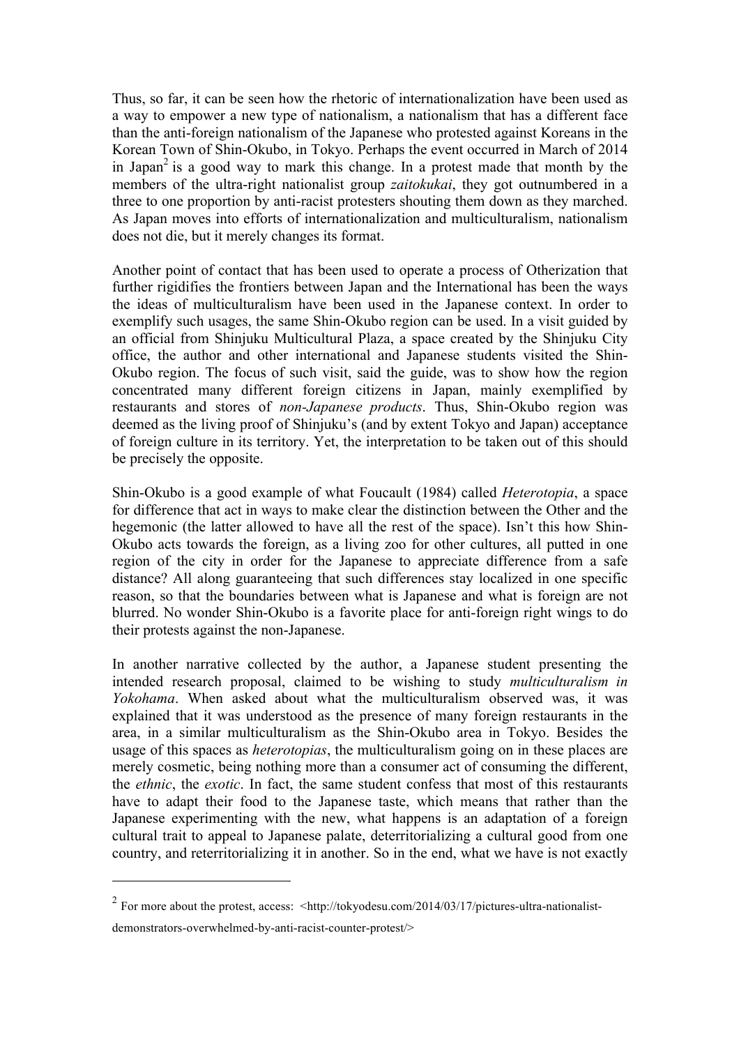Thus, so far, it can be seen how the rhetoric of internationalization have been used as a way to empower a new type of nationalism, a nationalism that has a different face than the anti-foreign nationalism of the Japanese who protested against Koreans in the Korean Town of Shin-Okubo, in Tokyo. Perhaps the event occurred in March of 2014 in Japan[2] is a good way to mark this change. In a protest made that month by the members of the ultra-right nationalist group *zaitokukai*, they got outnumbered in a three to one proportion by anti-racist protesters shouting them down as they marched. As Japan moves into efforts of internationalization and multiculturalism, nationalism does not die, but it merely changes its format.

Another point of contact that has been used to operate a process of Otherization that further rigidifies the frontiers between Japan and the International has been the ways the ideas of multiculturalism have been used in the Japanese context. In order to exemplify such usages, the same Shin-Okubo region can be used. In a visit guided by an official from Shinjuku Multicultural Plaza, a space created by the Shinjuku City office, the author and other international and Japanese students visited the Shin-Okubo region. The focus of such visit, said the guide, was to show how the region concentrated many different foreign citizens in Japan, mainly exemplified by restaurants and stores of *non-Japanese products*. Thus, Shin-Okubo region was deemed as the living proof of Shinjuku's (and by extent Tokyo and Japan) acceptance of foreign culture in its territory. Yet, the interpretation to be taken out of this should be precisely the opposite.

Shin-Okubo is a good example of what Foucault (1984) called *Heterotopia*, a space for difference that act in ways to make clear the distinction between the Other and the hegemonic (the latter allowed to have all the rest of the space). Isn't this how Shin-Okubo acts towards the foreign, as a living zoo for other cultures, all putted in one region of the city in order for the Japanese to appreciate difference from a safe distance? All along guaranteeing that such differences stay localized in one specific reason, so that the boundaries between what is Japanese and what is foreign are not blurred. No wonder Shin-Okubo is a favorite place for anti-foreign right wings to do their protests against the non-Japanese.

In another narrative collected by the author, a Japanese student presenting the intended research proposal, claimed to be wishing to study *multiculturalism in Yokohama*. When asked about what the multiculturalism observed was, it was explained that it was understood as the presence of many foreign restaurants in the area, in a similar multiculturalism as the Shin-Okubo area in Tokyo. Besides the usage of this spaces as *heterotopias*, the multiculturalism going on in these places are merely cosmetic, being nothing more than a consumer act of consuming the different, the *ethnic*, the *exotic*. In fact, the same student confess that most of this restaurants have to adapt their food to the Japanese taste, which means that rather than the Japanese experimenting with the new, what happens is an adaptation of a foreign cultural trait to appeal to Japanese palate, deterritorializing a cultural good from one country, and reterritorializing it in another. So in the end, what we have is not exactly

---

[2] For more about the protest, access: <http://tokyodesu.com/2014/03/17/pictures-ultra-nationalist-demonstrators-overwhelmed-by-anti-racist-counter-protest/>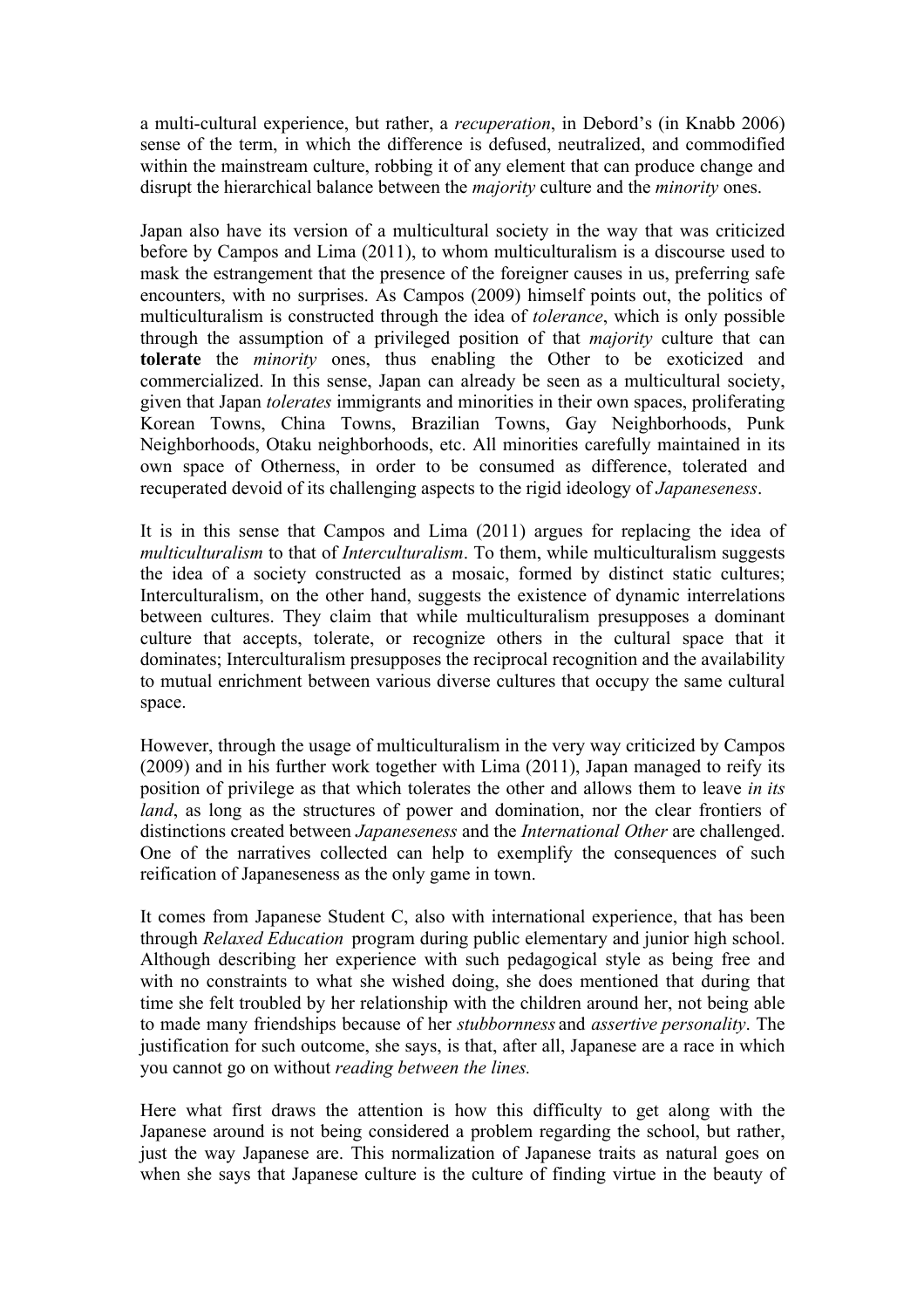a multi-cultural experience, but rather, a *recuperation*, in Debord's (in Knabb 2006) sense of the term, in which the difference is defused, neutralized, and commodified within the mainstream culture, robbing it of any element that can produce change and disrupt the hierarchical balance between the *majority* culture and the *minority* ones.

Japan also have its version of a multicultural society in the way that was criticized before by Campos and Lima (2011), to whom multiculturalism is a discourse used to mask the estrangement that the presence of the foreigner causes in us, preferring safe encounters, with no surprises. As Campos (2009) himself points out, the politics of multiculturalism is constructed through the idea of *tolerance*, which is only possible through the assumption of a privileged position of that *majority* culture that can **tolerate** the *minority* ones, thus enabling the Other to be exoticized and commercialized. In this sense, Japan can already be seen as a multicultural society, given that Japan *tolerates* immigrants and minorities in their own spaces, proliferating Korean Towns, China Towns, Brazilian Towns, Gay Neighborhoods, Punk Neighborhoods, Otaku neighborhoods, etc. All minorities carefully maintained in its own space of Otherness, in order to be consumed as difference, tolerated and recuperated devoid of its challenging aspects to the rigid ideology of *Japaneseness*.

It is in this sense that Campos and Lima (2011) argues for replacing the idea of *multiculturalism* to that of *Interculturalism*. To them, while multiculturalism suggests the idea of a society constructed as a mosaic, formed by distinct static cultures; Interculturalism, on the other hand, suggests the existence of dynamic interrelations between cultures. They claim that while multiculturalism presupposes a dominant culture that accepts, tolerate, or recognize others in the cultural space that it dominates; Interculturalism presupposes the reciprocal recognition and the availability to mutual enrichment between various diverse cultures that occupy the same cultural space.

However, through the usage of multiculturalism in the very way criticized by Campos (2009) and in his further work together with Lima (2011), Japan managed to reify its position of privilege as that which tolerates the other and allows them to leave *in its land*, as long as the structures of power and domination, nor the clear frontiers of distinctions created between *Japaneseness* and the *International Other* are challenged. One of the narratives collected can help to exemplify the consequences of such reification of Japaneseness as the only game in town.

It comes from Japanese Student C, also with international experience, that has been through *Relaxed Education* program during public elementary and junior high school. Although describing her experience with such pedagogical style as being free and with no constraints to what she wished doing, she does mentioned that during that time she felt troubled by her relationship with the children around her, not being able to made many friendships because of her *stubbornness* and *assertive personality*. The justification for such outcome, she says, is that, after all, Japanese are a race in which you cannot go on without *reading between the lines.*

Here what first draws the attention is how this difficulty to get along with the Japanese around is not being considered a problem regarding the school, but rather, just the way Japanese are. This normalization of Japanese traits as natural goes on when she says that Japanese culture is the culture of finding virtue in the beauty of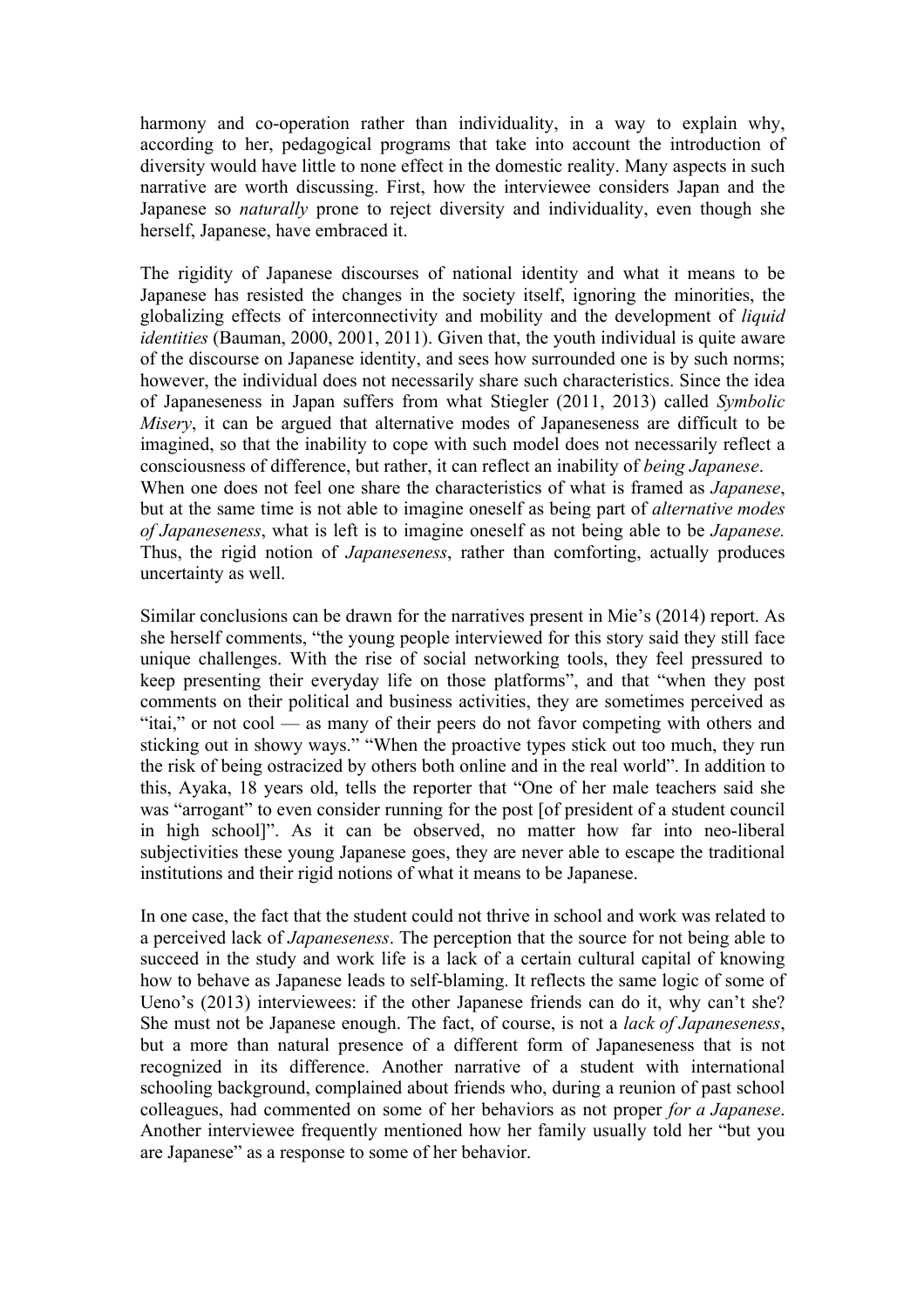harmony and co-operation rather than individuality, in a way to explain why, according to her, pedagogical programs that take into account the introduction of diversity would have little to none effect in the domestic reality. Many aspects in such narrative are worth discussing. First, how the interviewee considers Japan and the Japanese so *naturally* prone to reject diversity and individuality, even though she herself, Japanese, have embraced it.

The rigidity of Japanese discourses of national identity and what it means to be Japanese has resisted the changes in the society itself, ignoring the minorities, the globalizing effects of interconnectivity and mobility and the development of *liquid identities* (Bauman, 2000, 2001, 2011). Given that, the youth individual is quite aware of the discourse on Japanese identity, and sees how surrounded one is by such norms; however, the individual does not necessarily share such characteristics. Since the idea of Japaneseness in Japan suffers from what Stiegler (2011, 2013) called *Symbolic Misery*, it can be argued that alternative modes of Japaneseness are difficult to be imagined, so that the inability to cope with such model does not necessarily reflect a consciousness of difference, but rather, it can reflect an inability of *being Japanese*.
When one does not feel one share the characteristics of what is framed as *Japanese*, but at the same time is not able to imagine oneself as being part of *alternative modes of Japaneseness*, what is left is to imagine oneself as not being able to be *Japanese.* Thus, the rigid notion of *Japaneseness*, rather than comforting, actually produces uncertainty as well.

Similar conclusions can be drawn for the narratives present in Mie's (2014) report. As she herself comments, "the young people interviewed for this story said they still face unique challenges. With the rise of social networking tools, they feel pressured to keep presenting their everyday life on those platforms", and that "when they post comments on their political and business activities, they are sometimes perceived as "itai," or not cool — as many of their peers do not favor competing with others and sticking out in showy ways." "When the proactive types stick out too much, they run the risk of being ostracized by others both online and in the real world". In addition to this, Ayaka, 18 years old, tells the reporter that "One of her male teachers said she was "arrogant" to even consider running for the post [of president of a student council in high school]". As it can be observed, no matter how far into neo-liberal subjectivities these young Japanese goes, they are never able to escape the traditional institutions and their rigid notions of what it means to be Japanese.

In one case, the fact that the student could not thrive in school and work was related to a perceived lack of *Japaneseness*. The perception that the source for not being able to succeed in the study and work life is a lack of a certain cultural capital of knowing how to behave as Japanese leads to self-blaming. It reflects the same logic of some of Ueno's (2013) interviewees: if the other Japanese friends can do it, why can't she? She must not be Japanese enough. The fact, of course, is not a *lack of Japaneseness*, but a more than natural presence of a different form of Japaneseness that is not recognized in its difference. Another narrative of a student with international schooling background, complained about friends who, during a reunion of past school colleagues, had commented on some of her behaviors as not proper *for a Japanese*. Another interviewee frequently mentioned how her family usually told her "but you are Japanese" as a response to some of her behavior.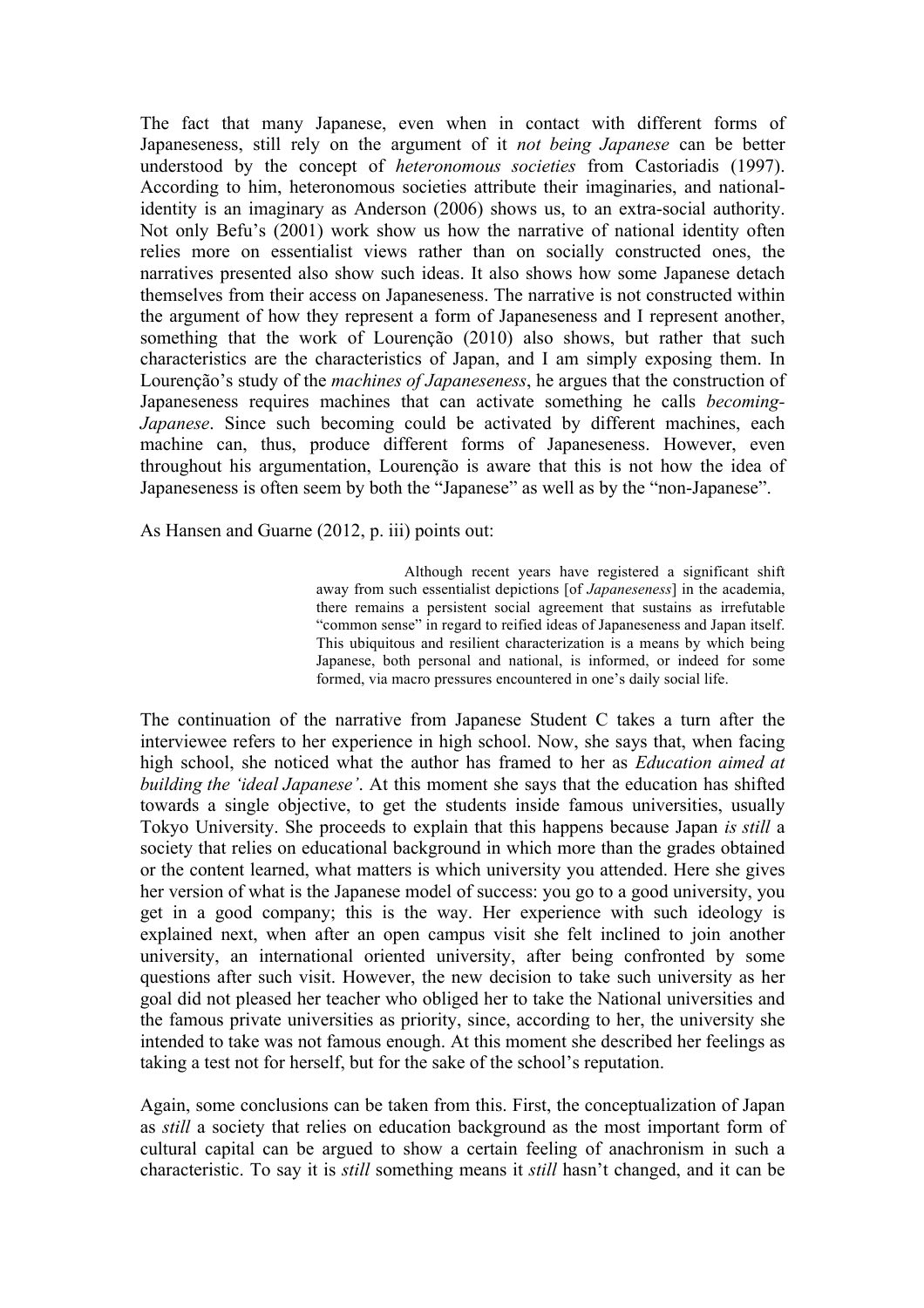The fact that many Japanese, even when in contact with different forms of Japaneseness, still rely on the argument of it *not being Japanese* can be better understood by the concept of *heteronomous societies* from Castoriadis (1997). According to him, heteronomous societies attribute their imaginaries, and national-identity is an imaginary as Anderson (2006) shows us, to an extra-social authority. Not only Befu's (2001) work show us how the narrative of national identity often relies more on essentialist views rather than on socially constructed ones, the narratives presented also show such ideas. It also shows how some Japanese detach themselves from their access on Japaneseness. The narrative is not constructed within the argument of how they represent a form of Japaneseness and I represent another, something that the work of Lourenção (2010) also shows, but rather that such characteristics are the characteristics of Japan, and I am simply exposing them. In Lourenção's study of the *machines of Japaneseness*, he argues that the construction of Japaneseness requires machines that can activate something he calls *becoming-Japanese*. Since such becoming could be activated by different machines, each machine can, thus, produce different forms of Japaneseness. However, even throughout his argumentation, Lourenção is aware that this is not how the idea of Japaneseness is often seem by both the "Japanese" as well as by the "non-Japanese".

As Hansen and Guarne (2012, p. iii) points out:

> Although recent years have registered a significant shift away from such essentialist depictions [of *Japaneseness*] in the academia, there remains a persistent social agreement that sustains as irrefutable "common sense" in regard to reified ideas of Japaneseness and Japan itself. This ubiquitous and resilient characterization is a means by which being Japanese, both personal and national, is informed, or indeed for some formed, via macro pressures encountered in one's daily social life.

The continuation of the narrative from Japanese Student C takes a turn after the interviewee refers to her experience in high school. Now, she says that, when facing high school, she noticed what the author has framed to her as *Education aimed at building the 'ideal Japanese'*. At this moment she says that the education has shifted towards a single objective, to get the students inside famous universities, usually Tokyo University. She proceeds to explain that this happens because Japan *is still* a society that relies on educational background in which more than the grades obtained or the content learned, what matters is which university you attended. Here she gives her version of what is the Japanese model of success: you go to a good university, you get in a good company; this is the way. Her experience with such ideology is explained next, when after an open campus visit she felt inclined to join another university, an international oriented university, after being confronted by some questions after such visit. However, the new decision to take such university as her goal did not pleased her teacher who obliged her to take the National universities and the famous private universities as priority, since, according to her, the university she intended to take was not famous enough. At this moment she described her feelings as taking a test not for herself, but for the sake of the school's reputation.

Again, some conclusions can be taken from this. First, the conceptualization of Japan as *still* a society that relies on education background as the most important form of cultural capital can be argued to show a certain feeling of anachronism in such a characteristic. To say it is *still* something means it *still* hasn't changed, and it can be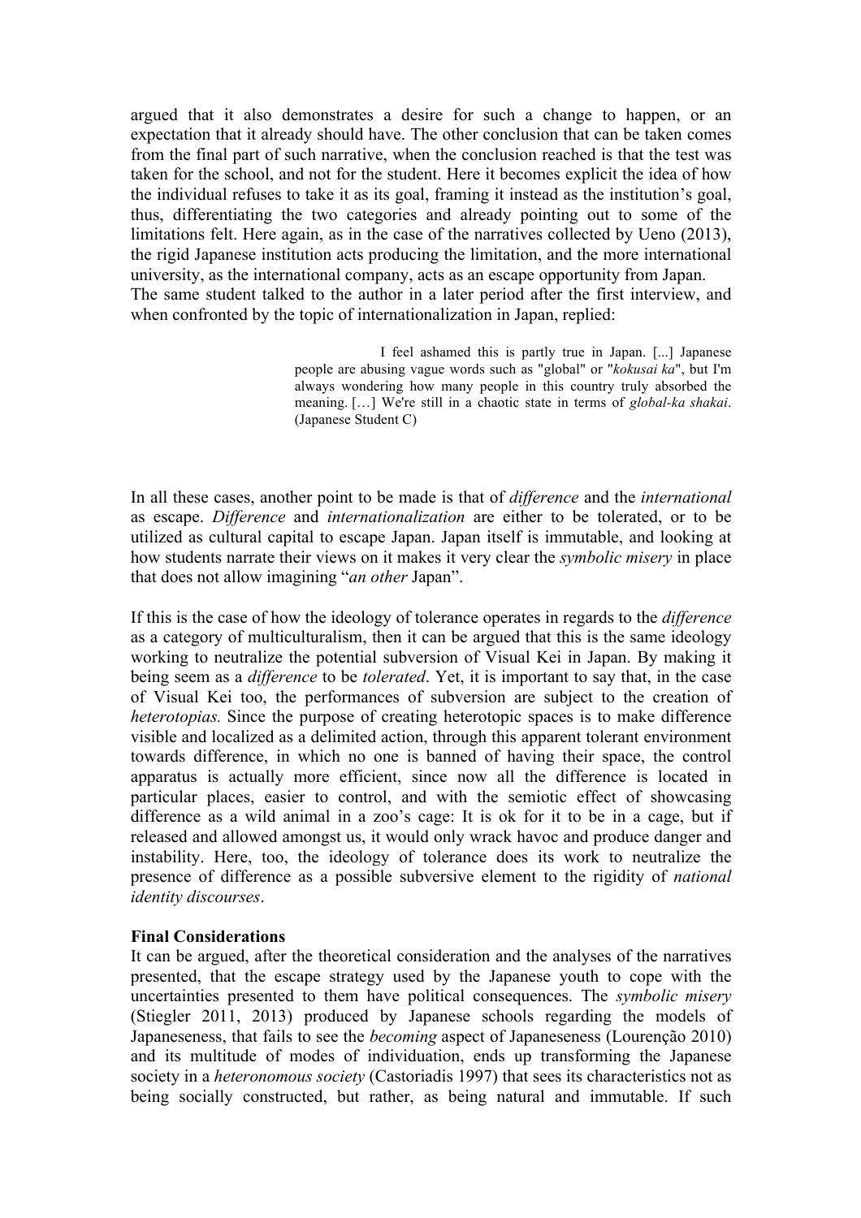argued that it also demonstrates a desire for such a change to happen, or an expectation that it already should have. The other conclusion that can be taken comes from the final part of such narrative, when the conclusion reached is that the test was taken for the school, and not for the student. Here it becomes explicit the idea of how the individual refuses to take it as its goal, framing it instead as the institution's goal, thus, differentiating the two categories and already pointing out to some of the limitations felt. Here again, as in the case of the narratives collected by Ueno (2013), the rigid Japanese institution acts producing the limitation, and the more international university, as the international company, acts as an escape opportunity from Japan.
The same student talked to the author in a later period after the first interview, and when confronted by the topic of internationalization in Japan, replied:

> I feel ashamed this is partly true in Japan. [...] Japanese people are abusing vague words such as "global" or "*kokusai ka*", but I'm always wondering how many people in this country truly absorbed the meaning. […] We're still in a chaotic state in terms of *global-ka shakai*. (Japanese Student C)

In all these cases, another point to be made is that of *difference* and the *international* as escape. *Difference* and *internationalization* are either to be tolerated, or to be utilized as cultural capital to escape Japan. Japan itself is immutable, and looking at how students narrate their views on it makes it very clear the *symbolic misery* in place that does not allow imagining "*an other* Japan".

If this is the case of how the ideology of tolerance operates in regards to the *difference* as a category of multiculturalism, then it can be argued that this is the same ideology working to neutralize the potential subversion of Visual Kei in Japan. By making it being seem as a *difference* to be *tolerated*. Yet, it is important to say that, in the case of Visual Kei too, the performances of subversion are subject to the creation of *heterotopias.* Since the purpose of creating heterotopic spaces is to make difference visible and localized as a delimited action, through this apparent tolerant environment towards difference, in which no one is banned of having their space, the control apparatus is actually more efficient, since now all the difference is located in particular places, easier to control, and with the semiotic effect of showcasing difference as a wild animal in a zoo's cage: It is ok for it to be in a cage, but if released and allowed amongst us, it would only wrack havoc and produce danger and instability. Here, too, the ideology of tolerance does its work to neutralize the presence of difference as a possible subversive element to the rigidity of *national identity discourses*.

**Final Considerations**
It can be argued, after the theoretical consideration and the analyses of the narratives presented, that the escape strategy used by the Japanese youth to cope with the uncertainties presented to them have political consequences. The *symbolic misery* (Stiegler 2011, 2013) produced by Japanese schools regarding the models of Japaneseness, that fails to see the *becoming* aspect of Japaneseness (Lourenção 2010) and its multitude of modes of individuation, ends up transforming the Japanese society in a *heteronomous society* (Castoriadis 1997) that sees its characteristics not as being socially constructed, but rather, as being natural and immutable. If such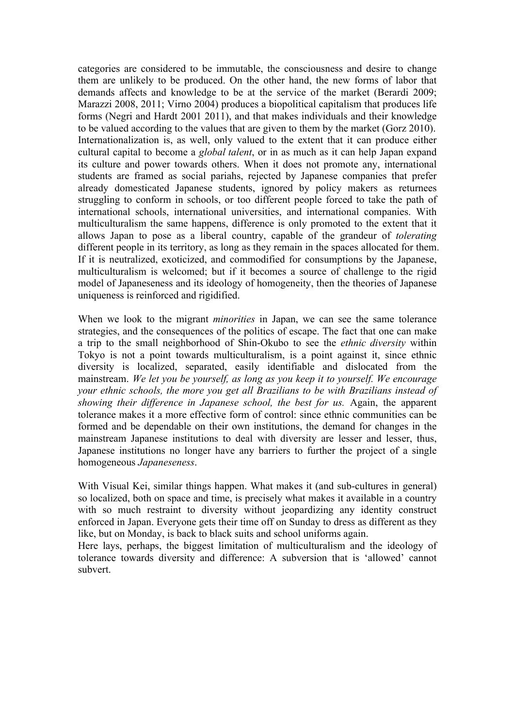categories are considered to be immutable, the consciousness and desire to change them are unlikely to be produced. On the other hand, the new forms of labor that demands affects and knowledge to be at the service of the market (Berardi 2009; Marazzi 2008, 2011; Virno 2004) produces a biopolitical capitalism that produces life forms (Negri and Hardt 2001 2011), and that makes individuals and their knowledge to be valued according to the values that are given to them by the market (Gorz 2010). Internationalization is, as well, only valued to the extent that it can produce either cultural capital to become a *global talent*, or in as much as it can help Japan expand its culture and power towards others. When it does not promote any, international students are framed as social pariahs, rejected by Japanese companies that prefer already domesticated Japanese students, ignored by policy makers as returnees struggling to conform in schools, or too different people forced to take the path of international schools, international universities, and international companies. With multiculturalism the same happens, difference is only promoted to the extent that it allows Japan to pose as a liberal country, capable of the grandeur of *tolerating* different people in its territory, as long as they remain in the spaces allocated for them. If it is neutralized, exoticized, and commodified for consumptions by the Japanese, multiculturalism is welcomed; but if it becomes a source of challenge to the rigid model of Japaneseness and its ideology of homogeneity, then the theories of Japanese uniqueness is reinforced and rigidified.

When we look to the migrant *minorities* in Japan, we can see the same tolerance strategies, and the consequences of the politics of escape. The fact that one can make a trip to the small neighborhood of Shin-Okubo to see the *ethnic diversity* within Tokyo is not a point towards multiculturalism, is a point against it, since ethnic diversity is localized, separated, easily identifiable and dislocated from the mainstream. *We let you be yourself, as long as you keep it to yourself. We encourage your ethnic schools, the more you get all Brazilians to be with Brazilians instead of showing their difference in Japanese school, the best for us.* Again, the apparent tolerance makes it a more effective form of control: since ethnic communities can be formed and be dependable on their own institutions, the demand for changes in the mainstream Japanese institutions to deal with diversity are lesser and lesser, thus, Japanese institutions no longer have any barriers to further the project of a single homogeneous *Japaneseness*.

With Visual Kei, similar things happen. What makes it (and sub-cultures in general) so localized, both on space and time, is precisely what makes it available in a country with so much restraint to diversity without jeopardizing any identity construct enforced in Japan. Everyone gets their time off on Sunday to dress as different as they like, but on Monday, is back to black suits and school uniforms again.
Here lays, perhaps, the biggest limitation of multiculturalism and the ideology of tolerance towards diversity and difference: A subversion that is 'allowed' cannot subvert.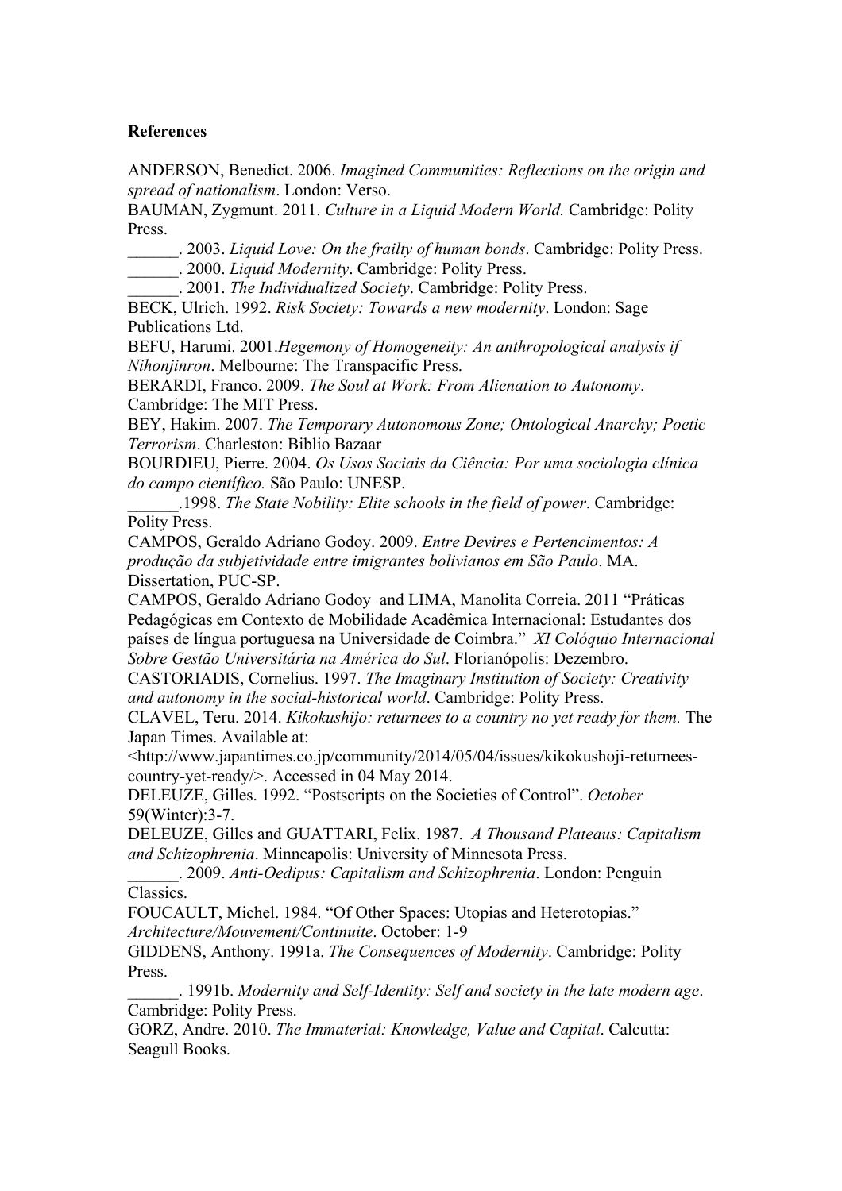**References**

ANDERSON, Benedict. 2006. *Imagined Communities: Reflections on the origin and spread of nationalism*. London: Verso.

BAUMAN, Zygmunt. 2011. *Culture in a Liquid Modern World.* Cambridge: Polity Press.

______. 2003. *Liquid Love: On the frailty of human bonds*. Cambridge: Polity Press.

______. 2000. *Liquid Modernity*. Cambridge: Polity Press.

______. 2001. *The Individualized Society*. Cambridge: Polity Press.

BECK, Ulrich. 1992. *Risk Society: Towards a new modernity*. London: Sage Publications Ltd.

BEFU, Harumi. 2001.*Hegemony of Homogeneity: An anthropological analysis if Nihonjinron*. Melbourne: The Transpacific Press.

BERARDI, Franco. 2009. *The Soul at Work: From Alienation to Autonomy*. Cambridge: The MIT Press.

BEY, Hakim. 2007. *The Temporary Autonomous Zone; Ontological Anarchy; Poetic Terrorism*. Charleston: Biblio Bazaar

BOURDIEU, Pierre. 2004. *Os Usos Sociais da Ciência: Por uma sociologia clínica do campo científico.* São Paulo: UNESP.

______.1998. *The State Nobility: Elite schools in the field of power*. Cambridge: Polity Press.

CAMPOS, Geraldo Adriano Godoy. 2009. *Entre Devires e Pertencimentos: A produção da subjetividade entre imigrantes bolivianos em São Paulo*. MA. Dissertation, PUC-SP.

CAMPOS, Geraldo Adriano Godoy and LIMA, Manolita Correia. 2011 "Práticas Pedagógicas em Contexto de Mobilidade Acadêmica Internacional: Estudantes dos países de língua portuguesa na Universidade de Coimbra." *XI Colóquio Internacional Sobre Gestão Universitária na América do Sul*. Florianópolis: Dezembro.

CASTORIADIS, Cornelius. 1997. *The Imaginary Institution of Society: Creativity and autonomy in the social-historical world*. Cambridge: Polity Press.

CLAVEL, Teru. 2014. *Kikokushijo: returnees to a country no yet ready for them.* The Japan Times. Available at: <http://www.japantimes.co.jp/community/2014/05/04/issues/kikokushoji-returnees-country-yet-ready/>. Accessed in 04 May 2014.

DELEUZE, Gilles. 1992. "Postscripts on the Societies of Control". *October* 59(Winter):3-7.

DELEUZE, Gilles and GUATTARI, Felix. 1987. *A Thousand Plateaus: Capitalism and Schizophrenia*. Minneapolis: University of Minnesota Press.

______. 2009. *Anti-Oedipus: Capitalism and Schizophrenia*. London: Penguin Classics.

FOUCAULT, Michel. 1984. "Of Other Spaces: Utopias and Heterotopias." *Architecture/Mouvement/Continuite*. October: 1-9

GIDDENS, Anthony. 1991a. *The Consequences of Modernity*. Cambridge: Polity Press.

______. 1991b. *Modernity and Self-Identity: Self and society in the late modern age*. Cambridge: Polity Press.

GORZ, Andre. 2010. *The Immaterial: Knowledge, Value and Capital*. Calcutta: Seagull Books.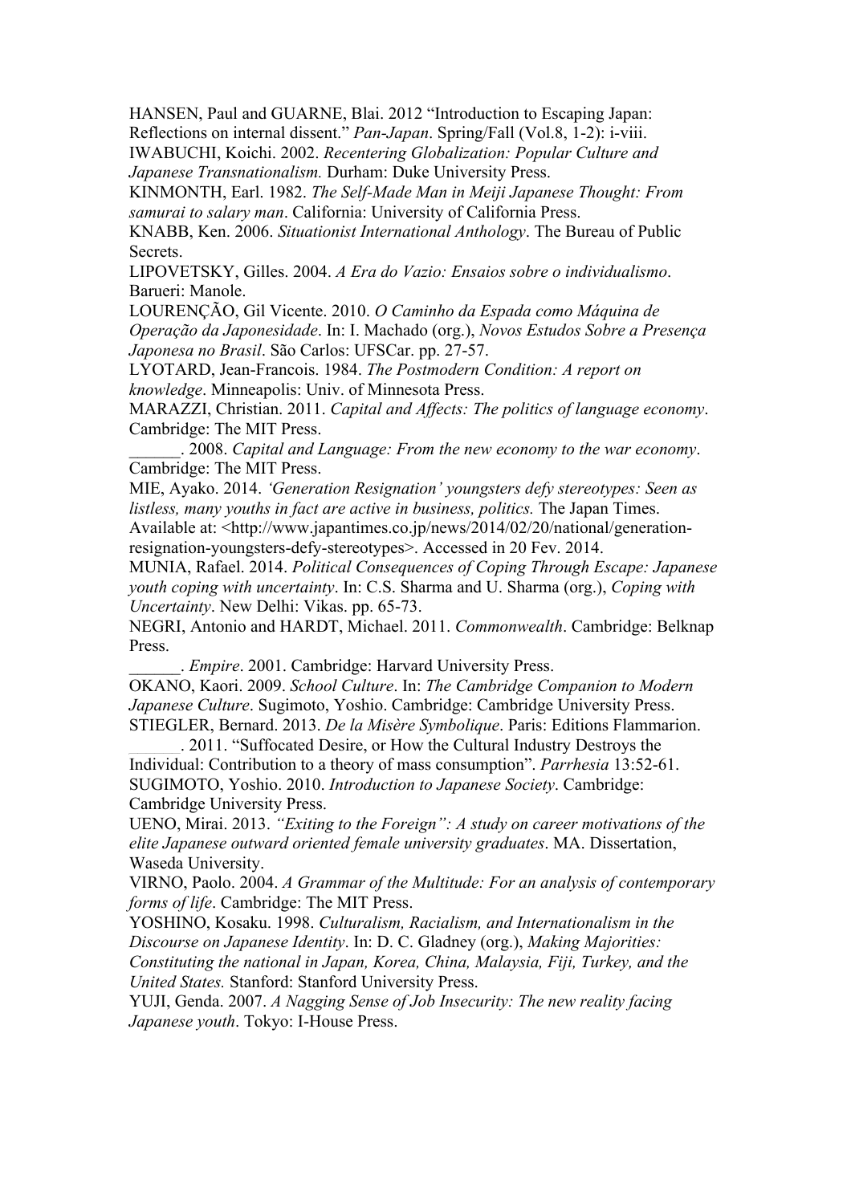HANSEN, Paul and GUARNE, Blai. 2012 "Introduction to Escaping Japan: Reflections on internal dissent." *Pan-Japan*. Spring/Fall (Vol.8, 1-2): i-viii.

IWABUCHI, Koichi. 2002. *Recentering Globalization: Popular Culture and Japanese Transnationalism.* Durham: Duke University Press.

KINMONTH, Earl. 1982. *The Self-Made Man in Meiji Japanese Thought: From samurai to salary man*. California: University of California Press.

KNABB, Ken. 2006. *Situationist International Anthology*. The Bureau of Public Secrets.

LIPOVETSKY, Gilles. 2004. *A Era do Vazio: Ensaios sobre o individualismo*. Barueri: Manole.

LOURENÇÃO, Gil Vicente. 2010. *O Caminho da Espada como Máquina de Operação da Japonesidade*. In: I. Machado (org.), *Novos Estudos Sobre a Presença Japonesa no Brasil*. São Carlos: UFSCar. pp. 27-57.

LYOTARD, Jean-Francois. 1984. *The Postmodern Condition: A report on knowledge*. Minneapolis: Univ. of Minnesota Press.

MARAZZI, Christian. 2011. *Capital and Affects: The politics of language economy*. Cambridge: The MIT Press.

______. 2008. *Capital and Language: From the new economy to the war economy*. Cambridge: The MIT Press.

MIE, Ayako. 2014. *'Generation Resignation' youngsters defy stereotypes: Seen as listless, many youths in fact are active in business, politics.* The Japan Times. Available at: <http://www.japantimes.co.jp/news/2014/02/20/national/generation-resignation-youngsters-defy-stereotypes>. Accessed in 20 Fev. 2014.

MUNIA, Rafael. 2014. *Political Consequences of Coping Through Escape: Japanese youth coping with uncertainty*. In: C.S. Sharma and U. Sharma (org.), *Coping with Uncertainty*. New Delhi: Vikas. pp. 65-73.

NEGRI, Antonio and HARDT, Michael. 2011. *Commonwealth*. Cambridge: Belknap Press.

______. *Empire*. 2001. Cambridge: Harvard University Press.

OKANO, Kaori. 2009. *School Culture*. In: *The Cambridge Companion to Modern Japanese Culture*. Sugimoto, Yoshio. Cambridge: Cambridge University Press.

STIEGLER, Bernard. 2013. *De la Misère Symbolique*. Paris: Editions Flammarion.

______. 2011. "Suffocated Desire, or How the Cultural Industry Destroys the Individual: Contribution to a theory of mass consumption". *Parrhesia* 13:52-61.

SUGIMOTO, Yoshio. 2010. *Introduction to Japanese Society*. Cambridge: Cambridge University Press.

UENO, Mirai. 2013. *"Exiting to the Foreign": A study on career motivations of the elite Japanese outward oriented female university graduates*. MA. Dissertation, Waseda University.

VIRNO, Paolo. 2004. *A Grammar of the Multitude: For an analysis of contemporary forms of life*. Cambridge: The MIT Press.

YOSHINO, Kosaku. 1998. *Culturalism, Racialism, and Internationalism in the Discourse on Japanese Identity*. In: D. C. Gladney (org.), *Making Majorities: Constituting the national in Japan, Korea, China, Malaysia, Fiji, Turkey, and the United States.* Stanford: Stanford University Press.

YUJI, Genda. 2007. *A Nagging Sense of Job Insecurity: The new reality facing Japanese youth*. Tokyo: I-House Press.